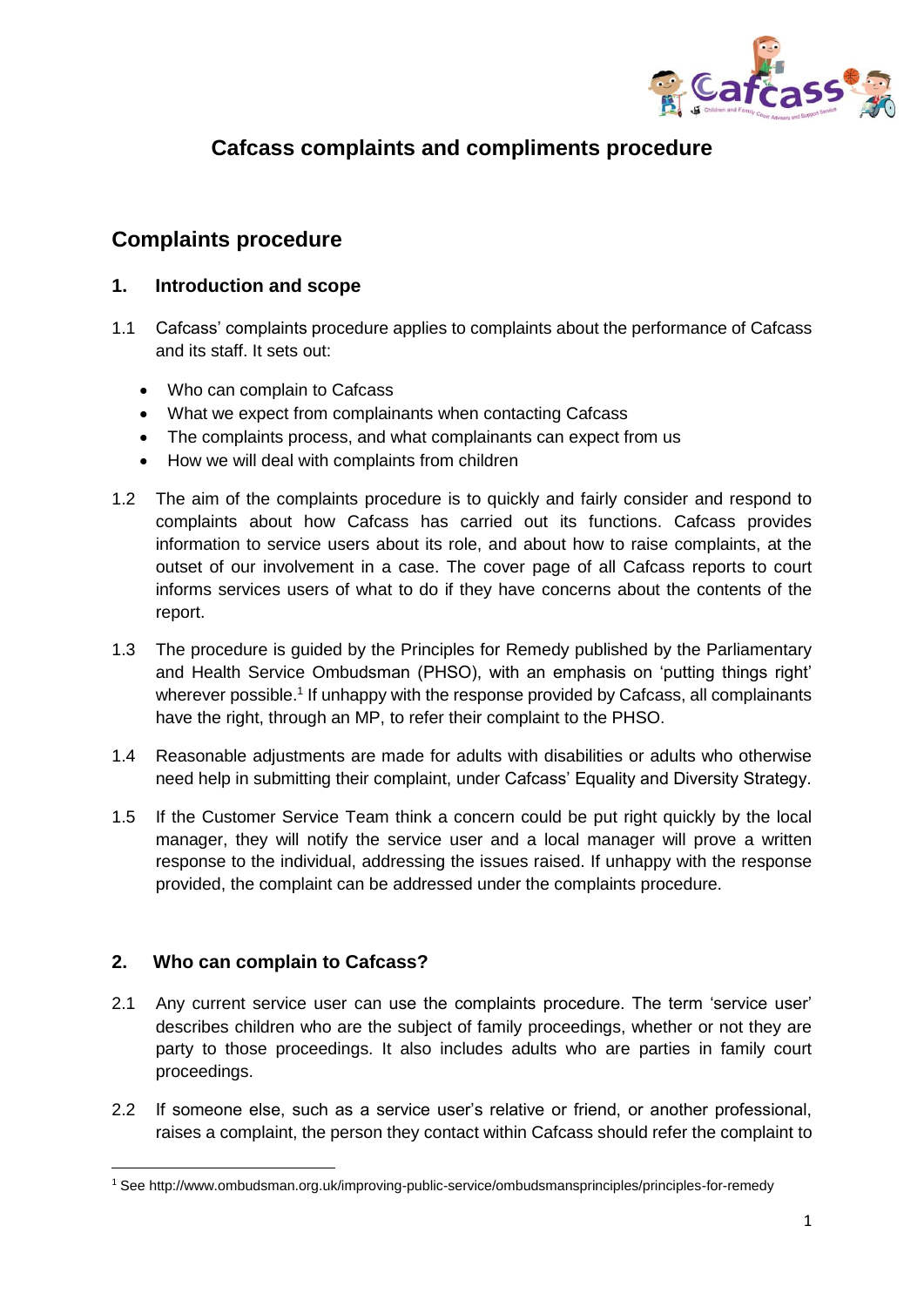# Cafcass complaints and compliments procedure

## Complaints procedure

### 1. Introduction and scope

1.1 Cafcass' complaints procedure applies to complaints about the performance of Cafcass and its staff. It sets out:

- Who can complain to Cafcass
- What we expect from complainants when contacting Cafcass
- The complaints process, and what complainants can expect from us
- How we will deal with complaints from children

1.2 The aim of the complaints procedure is to quickly and fairly consider and respond to complaints about how Cafcass has carried out its functions. Cafcass provides information to service users about its role, and about how to raise complaints, at the outset of our involvement in a case. The cover page of all Cafcass reports to court informs services users of what to do if they have concerns about the contents of the report.

1.3 The procedure is guided by the Principles for Remedy published by the Parliamentary and Health Service Ombudsman (PHSO), with an emphasis on 'putting things right' wherever possible.[1] If unhappy with the response provided by Cafcass, all complainants have the right, through an MP, to refer their complaint to the PHSO.

1.4 Reasonable adjustments are made for adults with disabilities or adults who otherwise need help in submitting their complaint, under Cafcass' Equality and Diversity Strategy.

1.5 If the Customer Service Team think a concern could be put right quickly by the local manager, they will notify the service user and a local manager will prove a written response to the individual, addressing the issues raised. If unhappy with the response provided, the complaint can be addressed under the complaints procedure.

### 2. Who can complain to Cafcass?

2.1 Any current service user can use the complaints procedure. The term 'service user' describes children who are the subject of family proceedings, whether or not they are party to those proceedings. It also includes adults who are parties in family court proceedings.

2.2 If someone else, such as a service user's relative or friend, or another professional, raises a complaint, the person they contact within Cafcass should refer the complaint to

[1] See http://www.ombudsman.org.uk/improving-public-service/ombudsmansprinciples/principles-for-remedy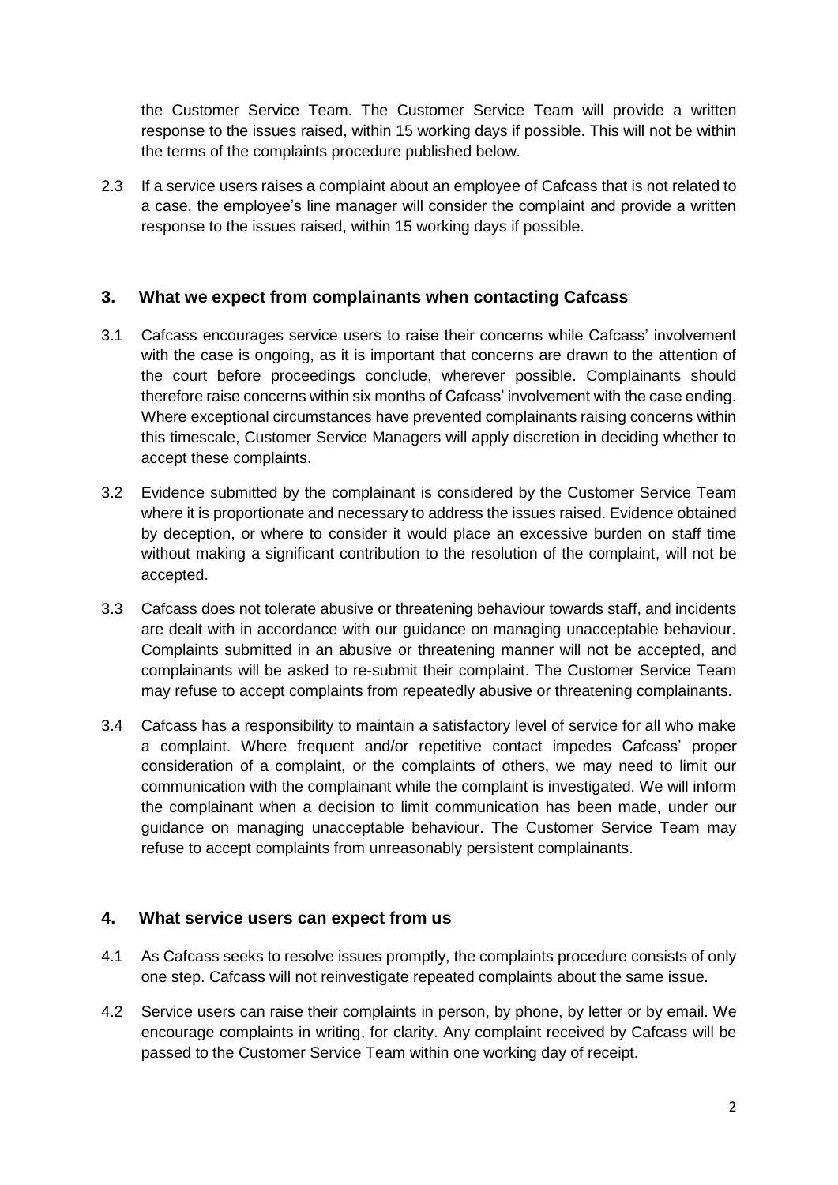the Customer Service Team. The Customer Service Team will provide a written response to the issues raised, within 15 working days if possible. This will not be within the terms of the complaints procedure published below.

2.3 If a service users raises a complaint about an employee of Cafcass that is not related to a case, the employee's line manager will consider the complaint and provide a written response to the issues raised, within 15 working days if possible.

## 3. What we expect from complainants when contacting Cafcass

3.1 Cafcass encourages service users to raise their concerns while Cafcass' involvement with the case is ongoing, as it is important that concerns are drawn to the attention of the court before proceedings conclude, wherever possible. Complainants should therefore raise concerns within six months of Cafcass' involvement with the case ending. Where exceptional circumstances have prevented complainants raising concerns within this timescale, Customer Service Managers will apply discretion in deciding whether to accept these complaints.

3.2 Evidence submitted by the complainant is considered by the Customer Service Team where it is proportionate and necessary to address the issues raised. Evidence obtained by deception, or where to consider it would place an excessive burden on staff time without making a significant contribution to the resolution of the complaint, will not be accepted.

3.3 Cafcass does not tolerate abusive or threatening behaviour towards staff, and incidents are dealt with in accordance with our guidance on managing unacceptable behaviour. Complaints submitted in an abusive or threatening manner will not be accepted, and complainants will be asked to re-submit their complaint. The Customer Service Team may refuse to accept complaints from repeatedly abusive or threatening complainants.

3.4 Cafcass has a responsibility to maintain a satisfactory level of service for all who make a complaint. Where frequent and/or repetitive contact impedes Cafcass' proper consideration of a complaint, or the complaints of others, we may need to limit our communication with the complainant while the complaint is investigated. We will inform the complainant when a decision to limit communication has been made, under our guidance on managing unacceptable behaviour. The Customer Service Team may refuse to accept complaints from unreasonably persistent complainants.

## 4. What service users can expect from us

4.1 As Cafcass seeks to resolve issues promptly, the complaints procedure consists of only one step. Cafcass will not reinvestigate repeated complaints about the same issue.

4.2 Service users can raise their complaints in person, by phone, by letter or by email. We encourage complaints in writing, for clarity. Any complaint received by Cafcass will be passed to the Customer Service Team within one working day of receipt.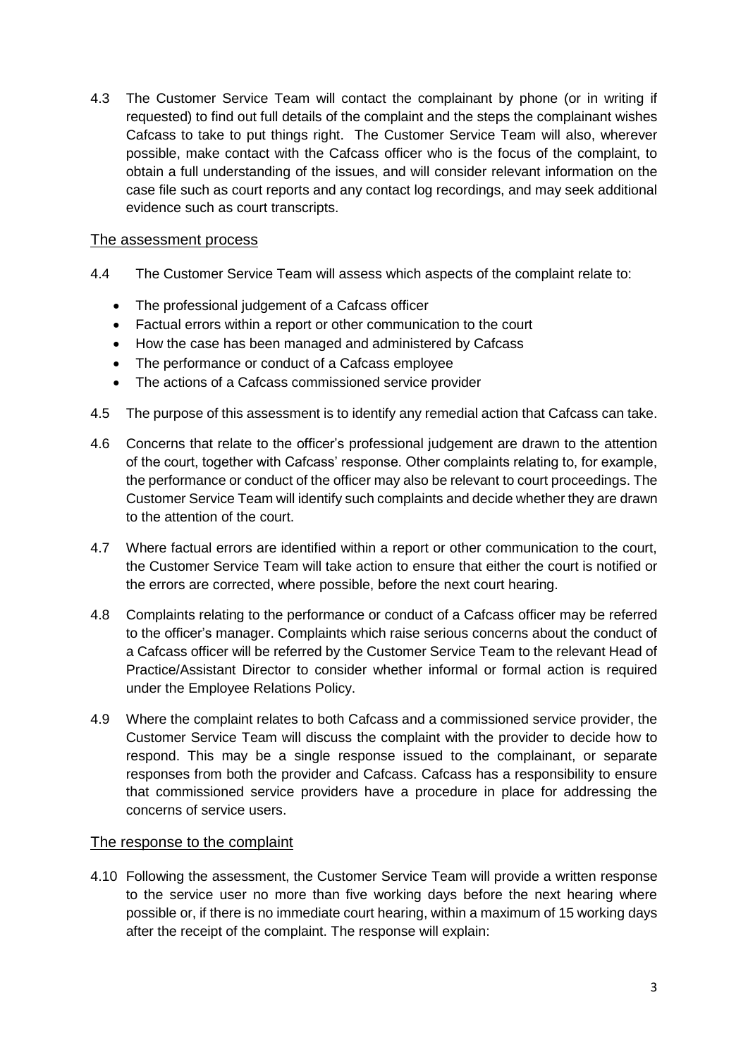4.3 The Customer Service Team will contact the complainant by phone (or in writing if requested) to find out full details of the complaint and the steps the complainant wishes Cafcass to take to put things right. The Customer Service Team will also, wherever possible, make contact with the Cafcass officer who is the focus of the complaint, to obtain a full understanding of the issues, and will consider relevant information on the case file such as court reports and any contact log recordings, and may seek additional evidence such as court transcripts.

## The assessment process

4.4 The Customer Service Team will assess which aspects of the complaint relate to:

- The professional judgement of a Cafcass officer
- Factual errors within a report or other communication to the court
- How the case has been managed and administered by Cafcass
- The performance or conduct of a Cafcass employee
- The actions of a Cafcass commissioned service provider

4.5 The purpose of this assessment is to identify any remedial action that Cafcass can take.

4.6 Concerns that relate to the officer's professional judgement are drawn to the attention of the court, together with Cafcass' response. Other complaints relating to, for example, the performance or conduct of the officer may also be relevant to court proceedings. The Customer Service Team will identify such complaints and decide whether they are drawn to the attention of the court.

4.7 Where factual errors are identified within a report or other communication to the court, the Customer Service Team will take action to ensure that either the court is notified or the errors are corrected, where possible, before the next court hearing.

4.8 Complaints relating to the performance or conduct of a Cafcass officer may be referred to the officer's manager. Complaints which raise serious concerns about the conduct of a Cafcass officer will be referred by the Customer Service Team to the relevant Head of Practice/Assistant Director to consider whether informal or formal action is required under the Employee Relations Policy.

4.9 Where the complaint relates to both Cafcass and a commissioned service provider, the Customer Service Team will discuss the complaint with the provider to decide how to respond. This may be a single response issued to the complainant, or separate responses from both the provider and Cafcass. Cafcass has a responsibility to ensure that commissioned service providers have a procedure in place for addressing the concerns of service users.

## The response to the complaint

4.10 Following the assessment, the Customer Service Team will provide a written response to the service user no more than five working days before the next hearing where possible or, if there is no immediate court hearing, within a maximum of 15 working days after the receipt of the complaint. The response will explain: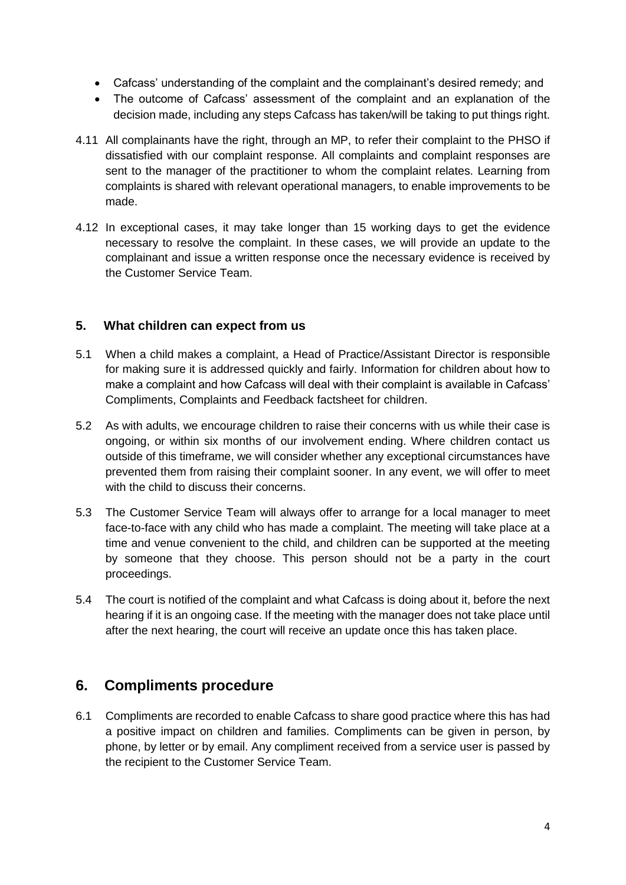- Cafcass' understanding of the complaint and the complainant's desired remedy; and
- The outcome of Cafcass' assessment of the complaint and an explanation of the decision made, including any steps Cafcass has taken/will be taking to put things right.

4.11 All complainants have the right, through an MP, to refer their complaint to the PHSO if dissatisfied with our complaint response. All complaints and complaint responses are sent to the manager of the practitioner to whom the complaint relates. Learning from complaints is shared with relevant operational managers, to enable improvements to be made.

4.12 In exceptional cases, it may take longer than 15 working days to get the evidence necessary to resolve the complaint. In these cases, we will provide an update to the complainant and issue a written response once the necessary evidence is received by the Customer Service Team.

### 5. What children can expect from us

5.1 When a child makes a complaint, a Head of Practice/Assistant Director is responsible for making sure it is addressed quickly and fairly. Information for children about how to make a complaint and how Cafcass will deal with their complaint is available in Cafcass' Compliments, Complaints and Feedback factsheet for children.

5.2 As with adults, we encourage children to raise their concerns with us while their case is ongoing, or within six months of our involvement ending. Where children contact us outside of this timeframe, we will consider whether any exceptional circumstances have prevented them from raising their complaint sooner. In any event, we will offer to meet with the child to discuss their concerns.

5.3 The Customer Service Team will always offer to arrange for a local manager to meet face-to-face with any child who has made a complaint. The meeting will take place at a time and venue convenient to the child, and children can be supported at the meeting by someone that they choose. This person should not be a party in the court proceedings.

5.4 The court is notified of the complaint and what Cafcass is doing about it, before the next hearing if it is an ongoing case. If the meeting with the manager does not take place until after the next hearing, the court will receive an update once this has taken place.

## 6. Compliments procedure

6.1 Compliments are recorded to enable Cafcass to share good practice where this has had a positive impact on children and families. Compliments can be given in person, by phone, by letter or by email. Any compliment received from a service user is passed by the recipient to the Customer Service Team.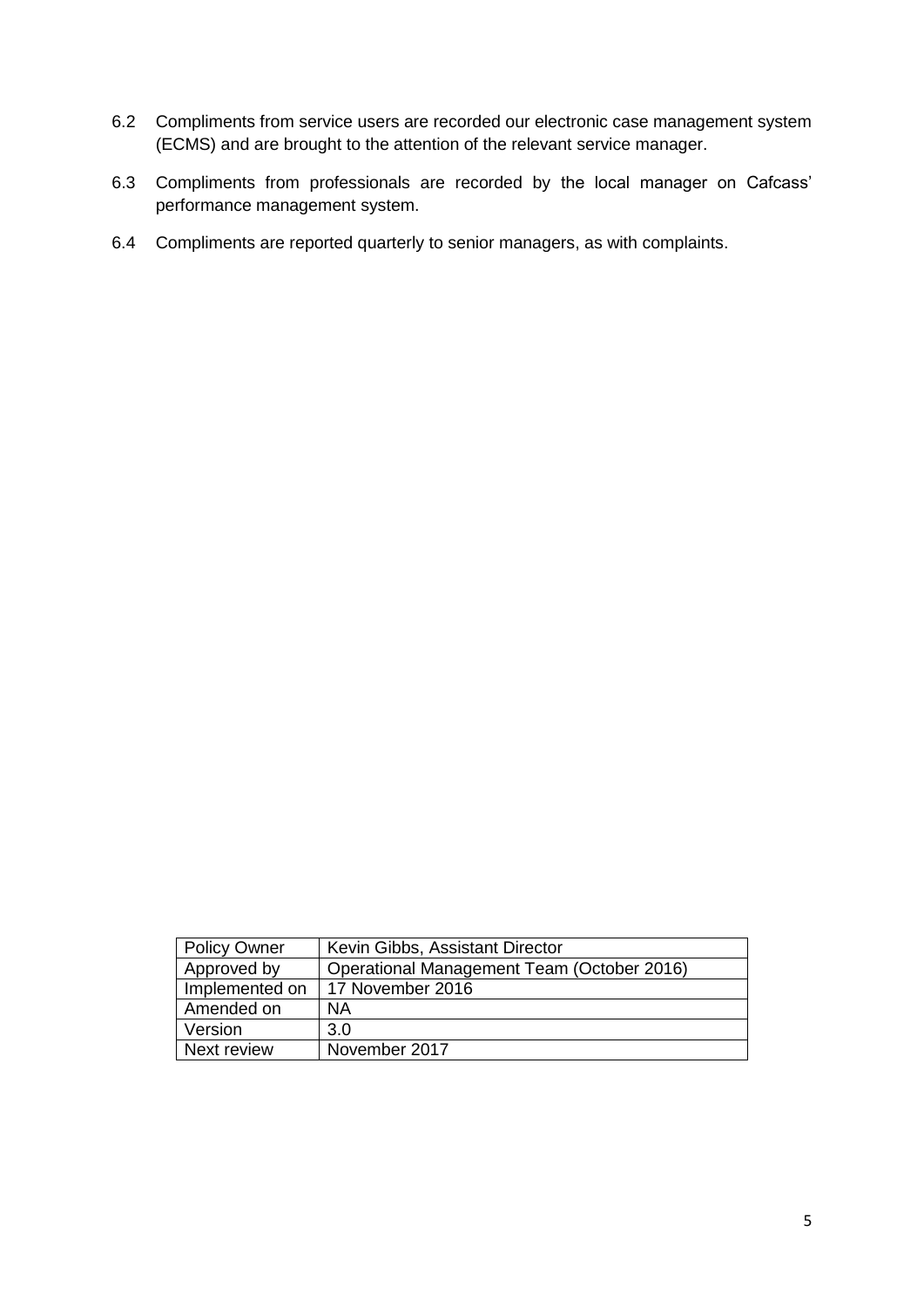6.2 Compliments from service users are recorded our electronic case management system (ECMS) and are brought to the attention of the relevant service manager.

6.3 Compliments from professionals are recorded by the local manager on Cafcass' performance management system.

6.4 Compliments are reported quarterly to senior managers, as with complaints.

| Policy Owner | Kevin Gibbs, Assistant Director |
|---|---|
| Approved by | Operational Management Team (October 2016) |
| Implemented on | 17 November 2016 |
| Amended on | NA |
| Version | 3.0 |
| Next review | November 2017 |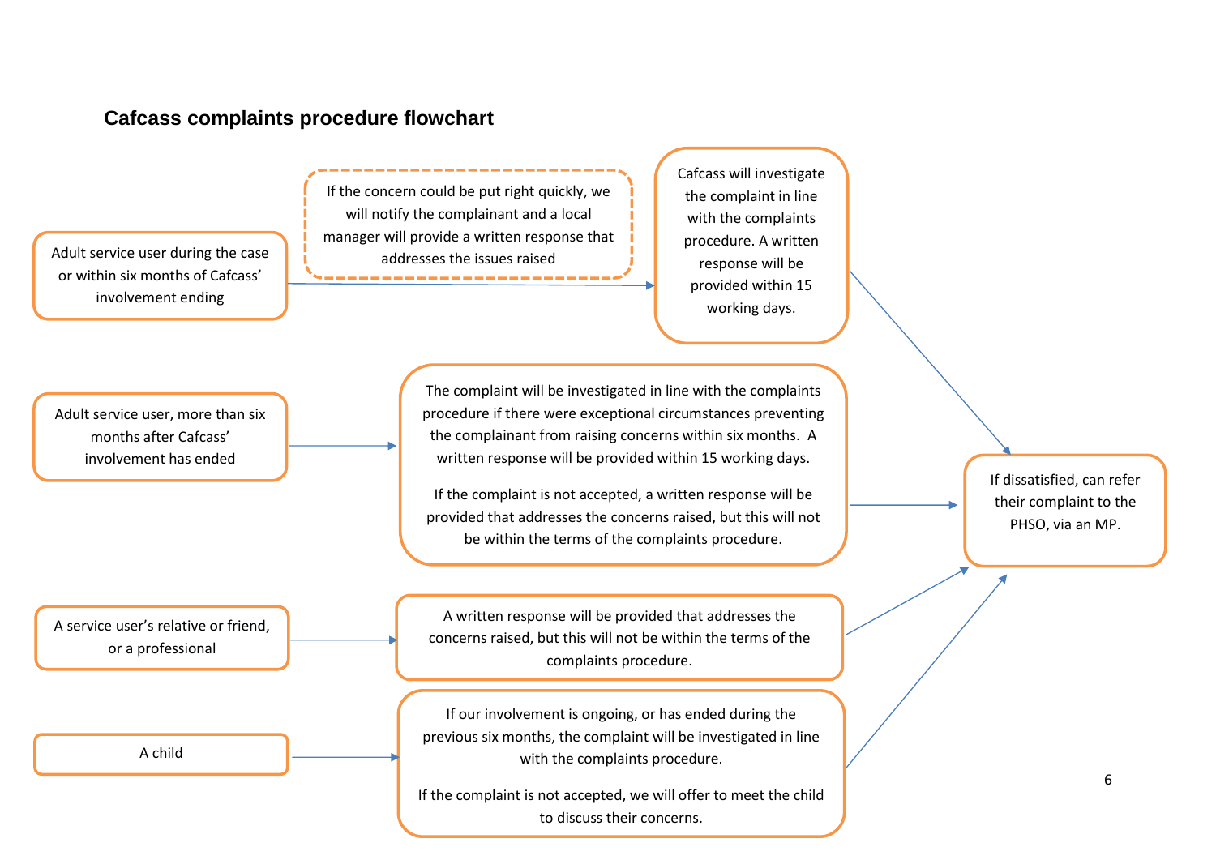### Cafcass complaints procedure flowchart

Adult service user during the case or within six months of Cafcass' involvement ending

If the concern could be put right quickly, we will notify the complainant and a local manager will provide a written response that addresses the issues raised

Cafcass will investigate the complaint in line with the complaints procedure. A written response will be provided within 15 working days.

Adult service user, more than six months after Cafcass' involvement has ended

The complaint will be investigated in line with the complaints procedure if there were exceptional circumstances preventing the complainant from raising concerns within six months. A written response will be provided within 15 working days.

If the complaint is not accepted, a written response will be provided that addresses the concerns raised, but this will not be within the terms of the complaints procedure.

A service user's relative or friend, or a professional

A written response will be provided that addresses the concerns raised, but this will not be within the terms of the complaints procedure.

A child

If our involvement is ongoing, or has ended during the previous six months, the complaint will be investigated in line with the complaints procedure.

If the complaint is not accepted, we will offer to meet the child to discuss their concerns.

If dissatisfied, can refer their complaint to the PHSO, via an MP.